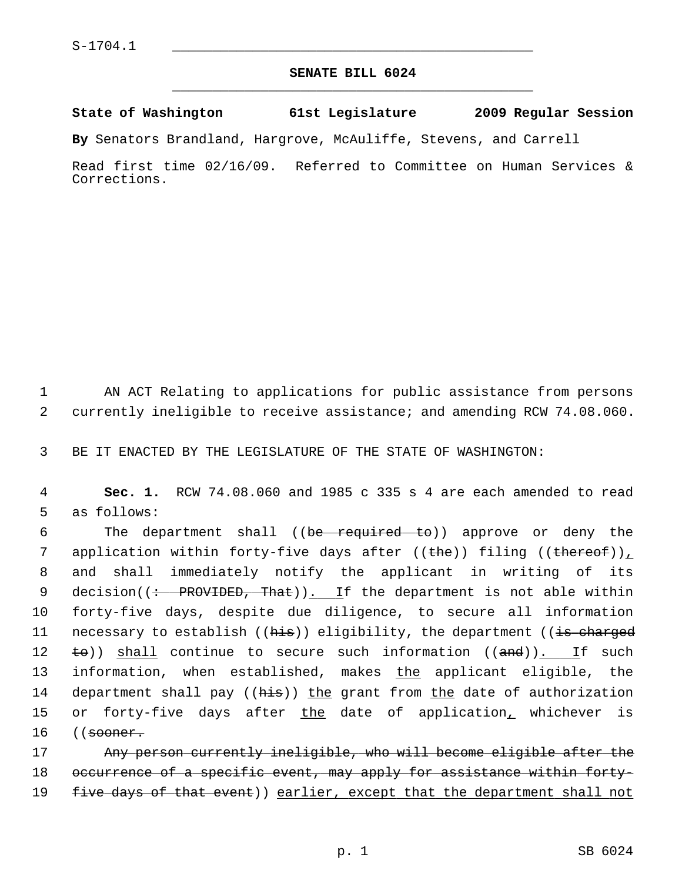S-1704.1

**SENATE BILL 6024**

**State of Washington 61st Legislature 2009 Regular Session**

**By** Senators Brandland, Hargrove, McAuliffe, Stevens, and Carrell

Read first time 02/16/09. Referred to Committee on Human Services & Corrections.

AN ACT Relating to applications for public assistance from persons currently ineligible to receive assistance; and amending RCW 74.08.060.

BE IT ENACTED BY THE LEGISLATURE OF THE STATE OF WASHINGTON:

**Sec. 1.** RCW 74.08.060 and 1985 c 335 s 4 are each amended to read as follows:

The department shall ((~~be required to~~)) approve or deny the application within forty-five days after ((~~the~~)) filing ((~~thereof~~))<u>,</u> and shall immediately notify the applicant in writing of its decision((~~: PROVIDED, That~~))<u>. I</u>f the department is not able within forty-five days, despite due diligence, to secure all information necessary to establish ((~~his~~)) eligibility, the department ((~~is charged to~~)) <u>shall</u> continue to secure such information ((~~and~~))<u>. I</u>f such information, when established, makes <u>the</u> applicant eligible, the department shall pay ((~~his~~)) <u>the</u> grant from <u>the</u> date of authorization or forty-five days after <u>the</u> date of application<u>,</u> whichever is ((~~sooner.~~

~~Any person currently ineligible, who will become eligible after the occurrence of a specific event, may apply for assistance within forty-five days of that event~~)) <u>earlier, except that the department shall not</u>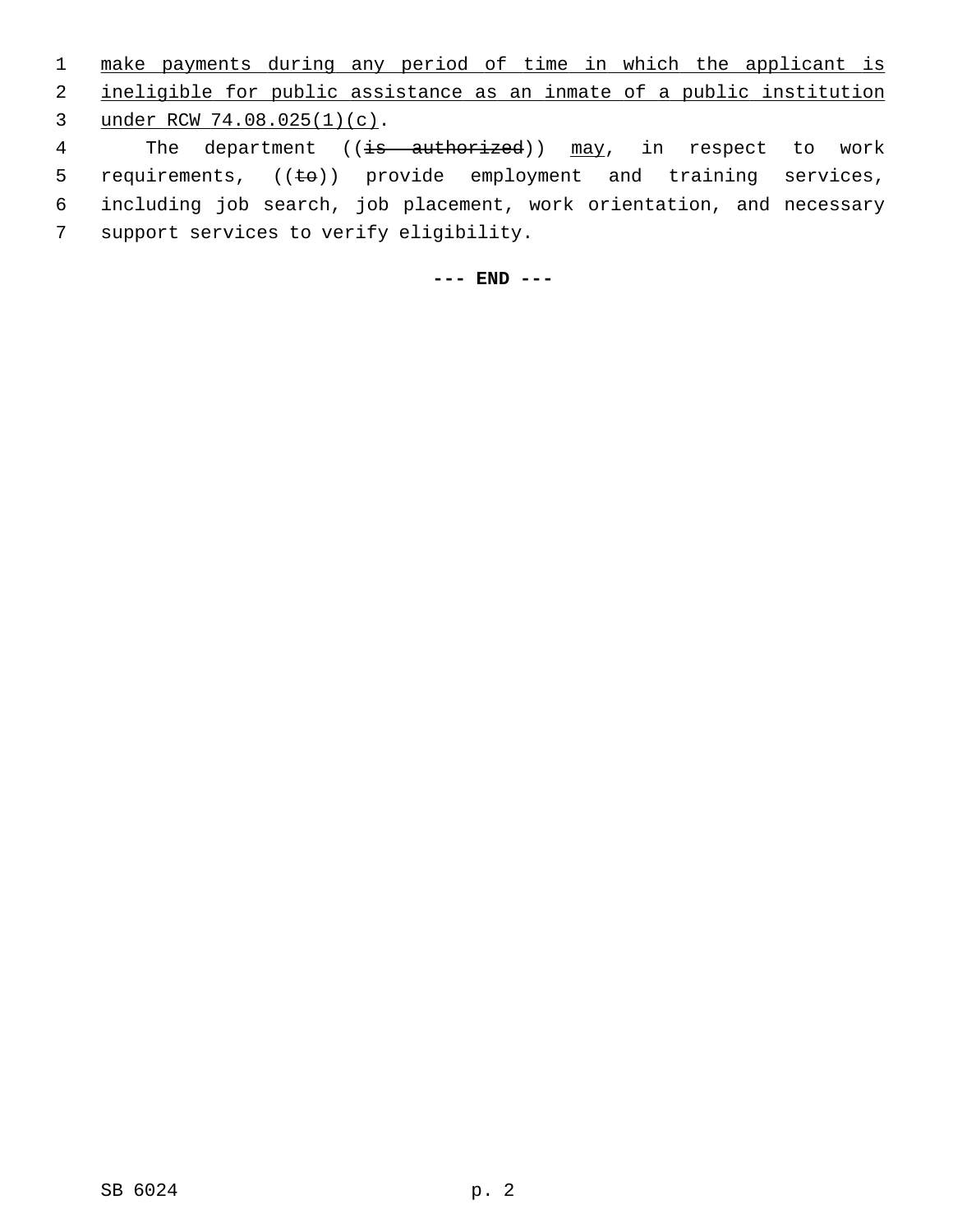make payments during any period of time in which the applicant is ineligible for public assistance as an inmate of a public institution under RCW 74.08.025(1)(c).

The department ((~~is authorized~~)) may, in respect to work requirements, ((~~to~~)) provide employment and training services, including job search, job placement, work orientation, and necessary support services to verify eligibility.

**--- END ---**